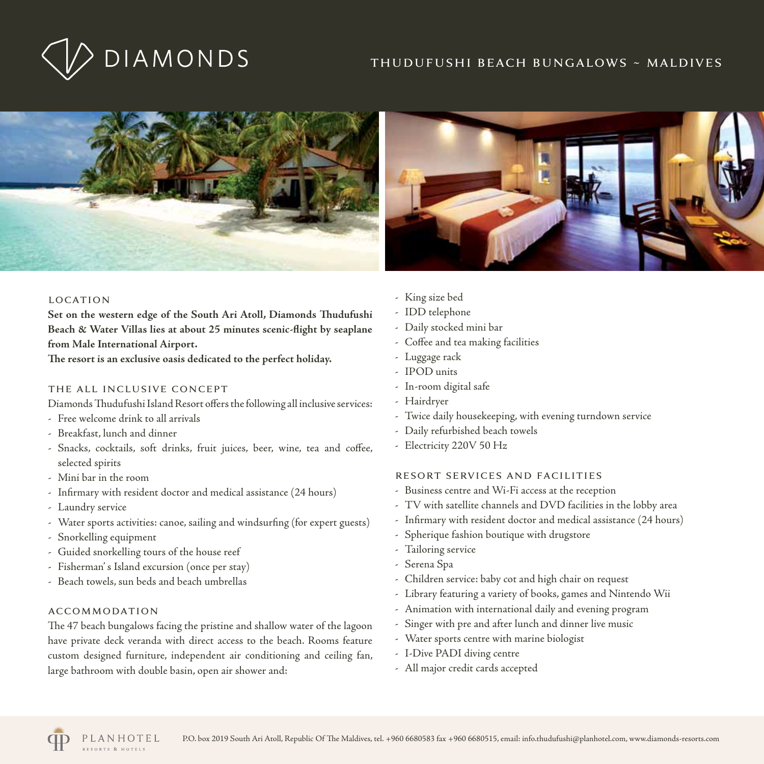# DIAMONDS

## THUDUFUSHI BEACH BUNGALOWS ~ MALDIVES

### LOCATION

**Set on the western edge of the South Ari Atoll, Diamonds Thudufushi Beach & Water Villas lies at about 25 minutes scenic-flight by seaplane from Male International Airport.**
**The resort is an exclusive oasis dedicated to the perfect holiday.**

### THE ALL INCLUSIVE CONCEPT

Diamonds Thudufushi Island Resort offers the following all inclusive services:

- Free welcome drink to all arrivals
- Breakfast, lunch and dinner
- Snacks, cocktails, soft drinks, fruit juices, beer, wine, tea and coffee, selected spirits
- Mini bar in the room
- Infirmary with resident doctor and medical assistance (24 hours)
- Laundry service
- Water sports activities: canoe, sailing and windsurfing (for expert guests)
- Snorkelling equipment
- Guided snorkelling tours of the house reef
- Fisherman' s Island excursion (once per stay)
- Beach towels, sun beds and beach umbrellas

### ACCOMMODATION

The 47 beach bungalows facing the pristine and shallow water of the lagoon have private deck veranda with direct access to the beach. Rooms feature custom designed furniture, independent air conditioning and ceiling fan, large bathroom with double basin, open air shower and:

- King size bed
- IDD telephone
- Daily stocked mini bar
- Coffee and tea making facilities
- Luggage rack
- IPOD units
- In-room digital safe
- Hairdryer
- Twice daily housekeeping, with evening turndown service
- Daily refurbished beach towels
- Electricity 220V 50 Hz

### RESORT SERVICES AND FACILITIES

- Business centre and Wi-Fi access at the reception
- TV with satellite channels and DVD facilities in the lobby area
- Infirmary with resident doctor and medical assistance (24 hours)
- Spherique fashion boutique with drugstore
- Tailoring service
- Serena Spa
- Children service: baby cot and high chair on request
- Library featuring a variety of books, games and Nintendo Wii
- Animation with international daily and evening program
- Singer with pre and after lunch and dinner live music
- Water sports centre with marine biologist
- I-Dive PADI diving centre
- All major credit cards accepted

PLANHOTEL RESORTS & HOTELS

P.O. box 2019 South Ari Atoll, Republic Of The Maldives, tel. +960 6680583 fax +960 6680515, email: info.thudufushi@planhotel.com, www.diamonds-resorts.com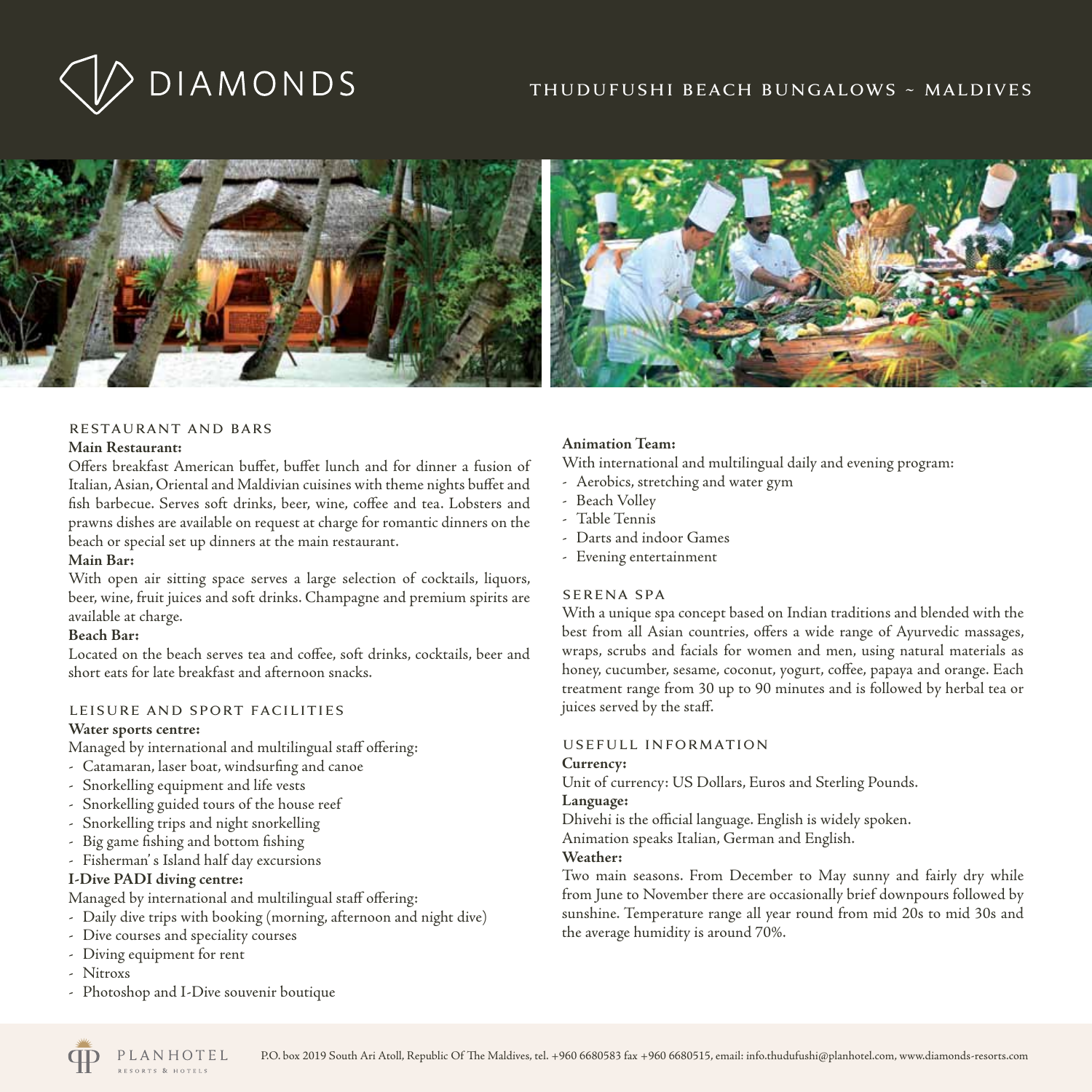# DIAMONDS

## THUDUFUSHI BEACH BUNGALOWS ~ MALDIVES

## RESTAURANT AND BARS

**Main Restaurant:**

Offers breakfast American buffet, buffet lunch and for dinner a fusion of Italian, Asian, Oriental and Maldivian cuisines with theme nights buffet and fish barbecue. Serves soft drinks, beer, wine, coffee and tea. Lobsters and prawns dishes are available on request at charge for romantic dinners on the beach or special set up dinners at the main restaurant.

**Main Bar:**

With open air sitting space serves a large selection of cocktails, liquors, beer, wine, fruit juices and soft drinks. Champagne and premium spirits are available at charge.

**Beach Bar:**

Located on the beach serves tea and coffee, soft drinks, cocktails, beer and short eats for late breakfast and afternoon snacks.

## LEISURE AND SPORT FACILITIES

**Water sports centre:**

Managed by international and multilingual staff offering:

- Catamaran, laser boat, windsurfing and canoe
- Snorkelling equipment and life vests
- Snorkelling guided tours of the house reef
- Snorkelling trips and night snorkelling
- Big game fishing and bottom fishing
- Fisherman' s Island half day excursions

**I-Dive PADI diving centre:**

Managed by international and multilingual staff offering:

- Daily dive trips with booking (morning, afternoon and night dive)
- Dive courses and speciality courses
- Diving equipment for rent
- Nitroxs
- Photoshop and I-Dive souvenir boutique

**Animation Team:**

With international and multilingual daily and evening program:

- Aerobics, stretching and water gym
- Beach Volley
- Table Tennis
- Darts and indoor Games
- Evening entertainment

## SERENA SPA

With a unique spa concept based on Indian traditions and blended with the best from all Asian countries, offers a wide range of Ayurvedic massages, wraps, scrubs and facials for women and men, using natural materials as honey, cucumber, sesame, coconut, yogurt, coffee, papaya and orange. Each treatment range from 30 up to 90 minutes and is followed by herbal tea or juices served by the staff.

## USEFULL INFORMATION

**Currency:**

Unit of currency: US Dollars, Euros and Sterling Pounds.

**Language:**

Dhivehi is the official language. English is widely spoken.
Animation speaks Italian, German and English.

**Weather:**

Two main seasons. From December to May sunny and fairly dry while from June to November there are occasionally brief downpours followed by sunshine. Temperature range all year round from mid 20s to mid 30s and the average humidity is around 70%.

PLANHOTEL RESORTS & HOTELS

P.O. box 2019 South Ari Atoll, Republic Of The Maldives, tel. +960 6680583 fax +960 6680515, email: info.thudufushi@planhotel.com, www.diamonds-resorts.com